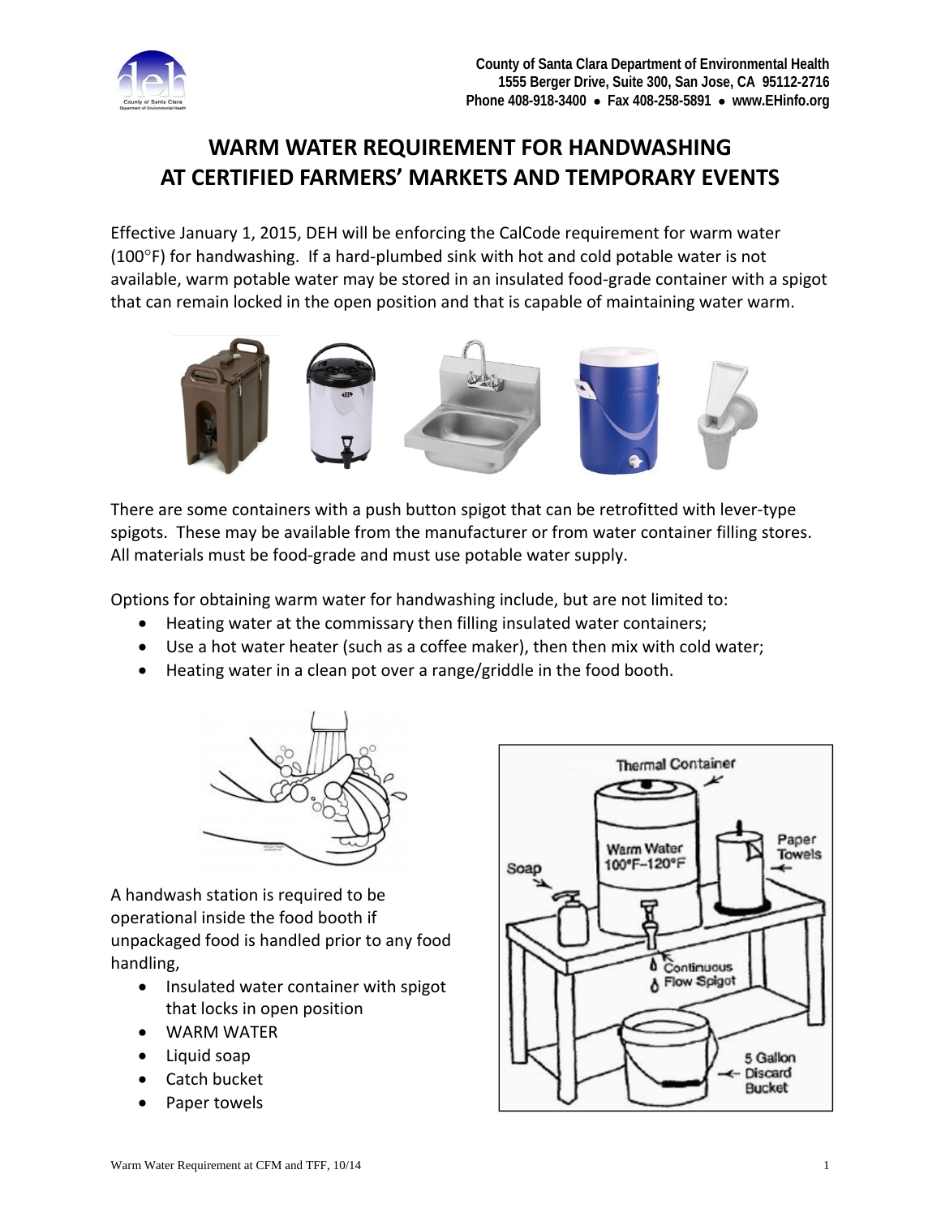County of Santa Clara Department of Environmental Health
1555 Berger Drive, Suite 300, San Jose, CA 95112-2716
Phone 408-918-3400 • Fax 408-258-5891 • www.EHinfo.org

# WARM WATER REQUIREMENT FOR HANDWASHING AT CERTIFIED FARMERS' MARKETS AND TEMPORARY EVENTS

Effective January 1, 2015, DEH will be enforcing the CalCode requirement for warm water (100°F) for handwashing. If a hard-plumbed sink with hot and cold potable water is not available, warm potable water may be stored in an insulated food-grade container with a spigot that can remain locked in the open position and that is capable of maintaining water warm.

There are some containers with a push button spigot that can be retrofitted with lever-type spigots. These may be available from the manufacturer or from water container filling stores. All materials must be food-grade and must use potable water supply.

Options for obtaining warm water for handwashing include, but are not limited to:

- Heating water at the commissary then filling insulated water containers;
- Use a hot water heater (such as a coffee maker), then then mix with cold water;
- Heating water in a clean pot over a range/griddle in the food booth.

A handwash station is required to be operational inside the food booth if unpackaged food is handled prior to any food handling,

- Insulated water container with spigot that locks in open position
- WARM WATER
- Liquid soap
- Catch bucket
- Paper towels

Thermal Container
Warm Water 100°F–120°F
Soap
Paper Towels
Continuous Flow Spigot
5 Gallon Discard Bucket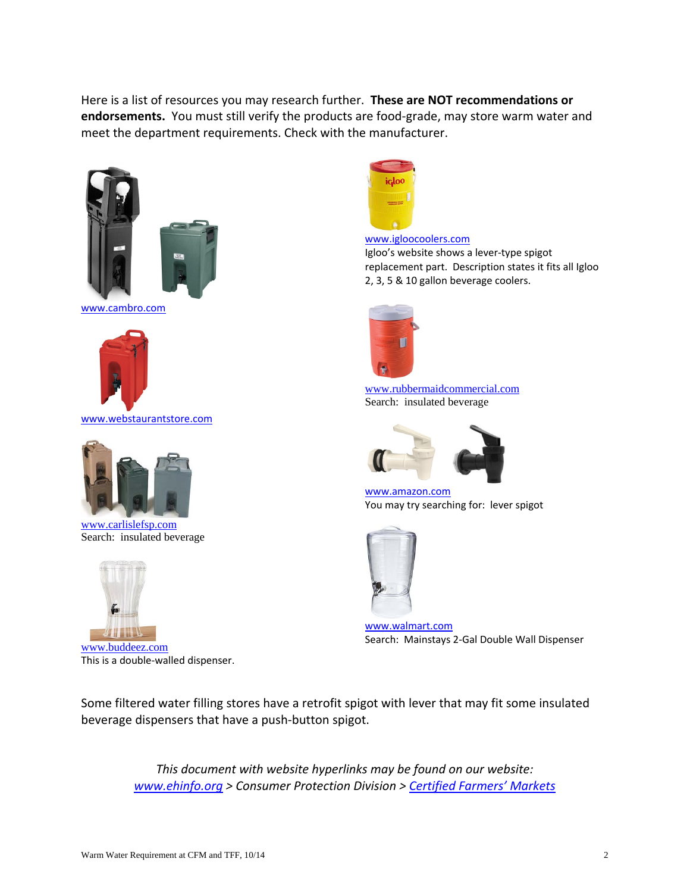Here is a list of resources you may research further. **These are NOT recommendations or endorsements.** You must still verify the products are food-grade, may store warm water and meet the department requirements. Check with the manufacturer.

www.cambro.com

www.webstaurantstore.com

www.carlislefsp.com
Search: insulated beverage

www.buddeez.com
This is a double-walled dispenser.

www.igloocoolers.com
Igloo's website shows a lever-type spigot replacement part. Description states it fits all Igloo 2, 3, 5 & 10 gallon beverage coolers.

www.rubbermaidcommercial.com
Search: insulated beverage

www.amazon.com
You may try searching for: lever spigot

www.walmart.com
Search: Mainstays 2-Gal Double Wall Dispenser

Some filtered water filling stores have a retrofit spigot with lever that may fit some insulated beverage dispensers that have a push-button spigot.

*This document with website hyperlinks may be found on our website:*
*www.ehinfo.org > Consumer Protection Division > Certified Farmers' Markets*